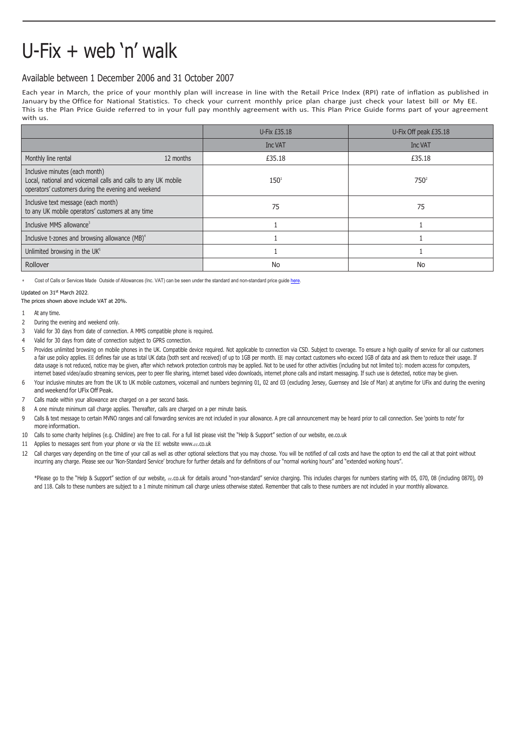# U-Fix + web 'n' walk

## Available between 1 December 2006 and 31 October 2007

Each year in March, the price of your monthly plan will increase in line with the Retail Price Index (RPI) rate of inflation as published in January by the Office for National Statistics. To check your current monthly price plan charge just check your latest bill or My EE. This is the Plan Price Guide referred to in your full pay monthly agreement with us. This Plan Price Guide forms part of your agreement with us.

| | | U-Fix £35.18 | U-Fix Off peak £35.18 |
|---|---|---|---|
| | | Inc VAT | Inc VAT |
| Monthly line rental | 12 months | £35.18 | £35.18 |
| Inclusive minutes (each month) Local, national and voicemail calls and calls to any UK mobile operators' customers during the evening and weekend | | 150[1] | 750[2] |
| Inclusive text message (each month) to any UK mobile operators' customers at any time | | 75 | 75 |
| Inclusive MMS allowance[3] | | 1 | 1 |
| Inclusive t-zones and browsing allowance (MB)[4] | | 1 | 1 |
| Unlimited browsing in the UK[5] | | 1 | 1 |
| Rollover | | No | No |

* Cost of Calls or Services Made Outside of Allowances (Inc. VAT) can be seen under the standard and non-standard price guide here.

Updated on 31st March 2022.
The prices shown above include VAT at 20%.

1. At any time.
2. During the evening and weekend only.
3. Valid for 30 days from date of connection. A MMS compatible phone is required.
4. Valid for 30 days from date of connection subject to GPRS connection.
5. Provides unlimited browsing on mobile phones in the UK. Compatible device required. Not applicable to connection via CSD. Subject to coverage. To ensure a high quality of service for all our customers a fair use policy applies. EE defines fair use as total UK data (both sent and received) of up to 1GB per month. EE may contact customers who exceed 1GB of data and ask them to reduce their usage. If data usage is not reduced, notice may be given, after which network protection controls may be applied. Not to be used for other activities (including but not limited to): modem access for computers, internet based video/audio streaming services, peer to peer file sharing, internet based video downloads, internet phone calls and instant messaging. If such use is detected, notice may be given.
6. Your inclusive minutes are from the UK to UK mobile customers, voicemail and numbers beginning 01, 02 and 03 (excluding Jersey, Guernsey and Isle of Man) at anytime for UFix and during the evening and weekend for UFix Off Peak.
7. Calls made within your allowance are charged on a per second basis.
8. A one minute minimum call charge applies. Thereafter, calls are charged on a per minute basis.
9. Calls & text message to certain MVNO ranges and call forwarding services are not included in your allowance. A pre call announcement may be heard prior to call connection. See 'points to note' for more information.
10. Calls to some charity helplines (e.g. Childline) are free to call. For a full list please visit the "Help & Support" section of our website, ee.co.uk
11. Applies to messages sent from your phone or via the EE website www.ee.co.uk
12. Call charges vary depending on the time of your call as well as other optional selections that you may choose. You will be notified of call costs and have the option to end the call at that point without incurring any charge. Please see our 'Non-Standard Service' brochure for further details and for definitions of our "normal working hours" and "extended working hours".

*Please go to the "Help & Support" section of our website, ee.co.uk for details around "non-standard" service charging. This includes charges for numbers starting with 05, 070, 08 (including 0870), 09 and 118. Calls to these numbers are subject to a 1 minute minimum call charge unless otherwise stated. Remember that calls to these numbers are not included in your monthly allowance.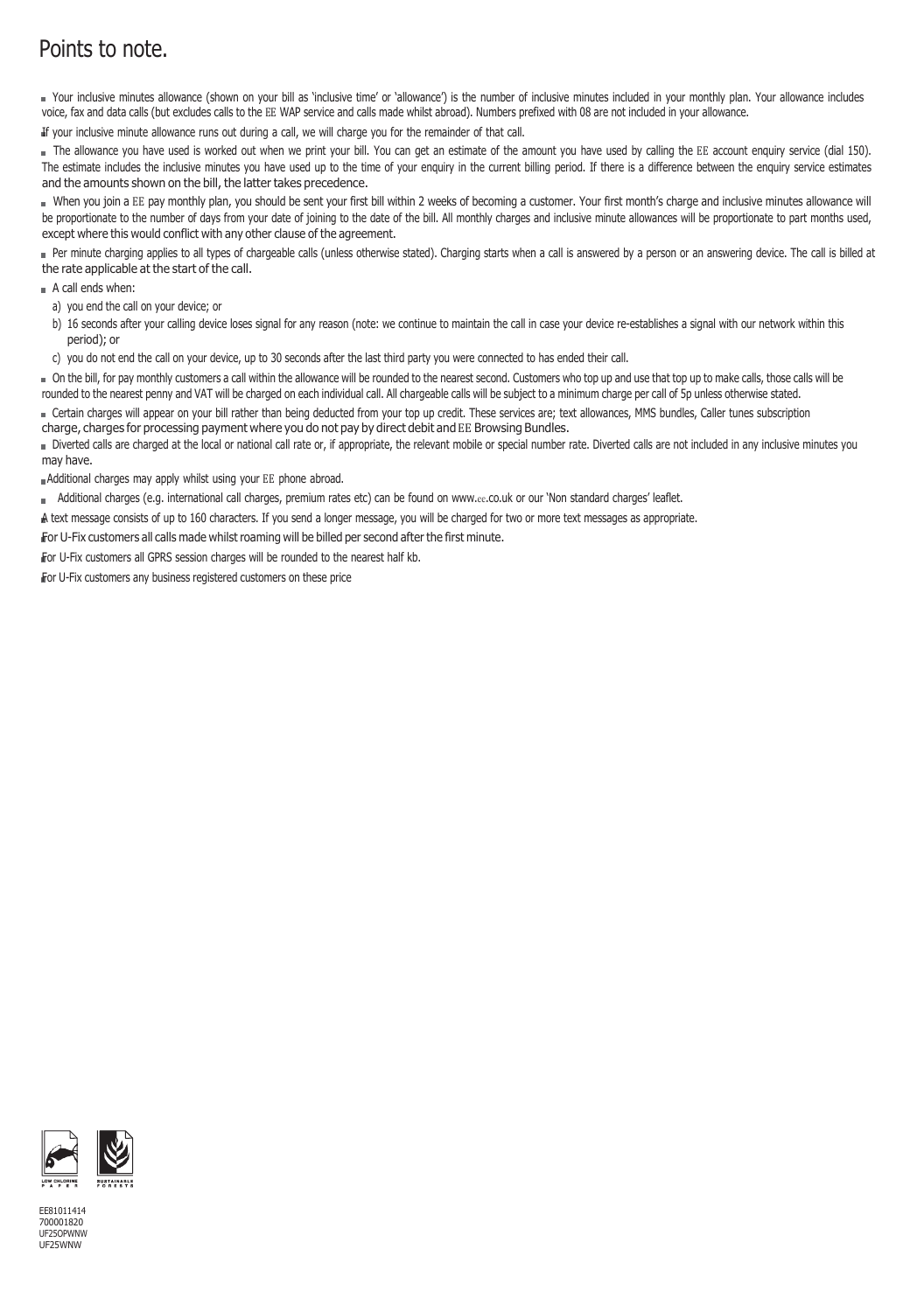# Points to note.

- Your inclusive minutes allowance (shown on your bill as 'inclusive time' or 'allowance') is the number of inclusive minutes included in your monthly plan. Your allowance includes voice, fax and data calls (but excludes calls to the EE WAP service and calls made whilst abroad). Numbers prefixed with 08 are not included in your allowance.
- If your inclusive minute allowance runs out during a call, we will charge you for the remainder of that call.
- The allowance you have used is worked out when we print your bill. You can get an estimate of the amount you have used by calling the EE account enquiry service (dial 150). The estimate includes the inclusive minutes you have used up to the time of your enquiry in the current billing period. If there is a difference between the enquiry service estimates and the amounts shown on the bill, the latter takes precedence.
- When you join a EE pay monthly plan, you should be sent your first bill within 2 weeks of becoming a customer. Your first month's charge and inclusive minutes allowance will be proportionate to the number of days from your date of joining to the date of the bill. All monthly charges and inclusive minute allowances will be proportionate to part months used, except where this would conflict with any other clause of the agreement.
- Per minute charging applies to all types of chargeable calls (unless otherwise stated). Charging starts when a call is answered by a person or an answering device. The call is billed at the rate applicable at the start of the call.
- A call ends when:
  - a) you end the call on your device; or
  - b) 16 seconds after your calling device loses signal for any reason (note: we continue to maintain the call in case your device re-establishes a signal with our network within this period); or
  - c) you do not end the call on your device, up to 30 seconds after the last third party you were connected to has ended their call.
- On the bill, for pay monthly customers a call within the allowance will be rounded to the nearest second. Customers who top up and use that top up to make calls, those calls will be rounded to the nearest penny and VAT will be charged on each individual call. All chargeable calls will be subject to a minimum charge per call of 5p unless otherwise stated.
- Certain charges will appear on your bill rather than being deducted from your top up credit. These services are; text allowances, MMS bundles, Caller tunes subscription charge, charges for processing payment where you do not pay by direct debit and EE Browsing Bundles.
- Diverted calls are charged at the local or national call rate or, if appropriate, the relevant mobile or special number rate. Diverted calls are not included in any inclusive minutes you may have.
- Additional charges may apply whilst using your EE phone abroad.
- Additional charges (e.g. international call charges, premium rates etc) can be found on www.ee.co.uk or our 'Non standard charges' leaflet.
- A text message consists of up to 160 characters. If you send a longer message, you will be charged for two or more text messages as appropriate.
- For U-Fix customers all calls made whilst roaming will be billed per second after the first minute.
- For U-Fix customers all GPRS session charges will be rounded to the nearest half kb.
- For U-Fix customers any business registered customers on these price

LOW CHLORINE PAPER

SUSTAINABLE FORESTS

EE81011414
700001820
UF25OPWNW
UF25WNW